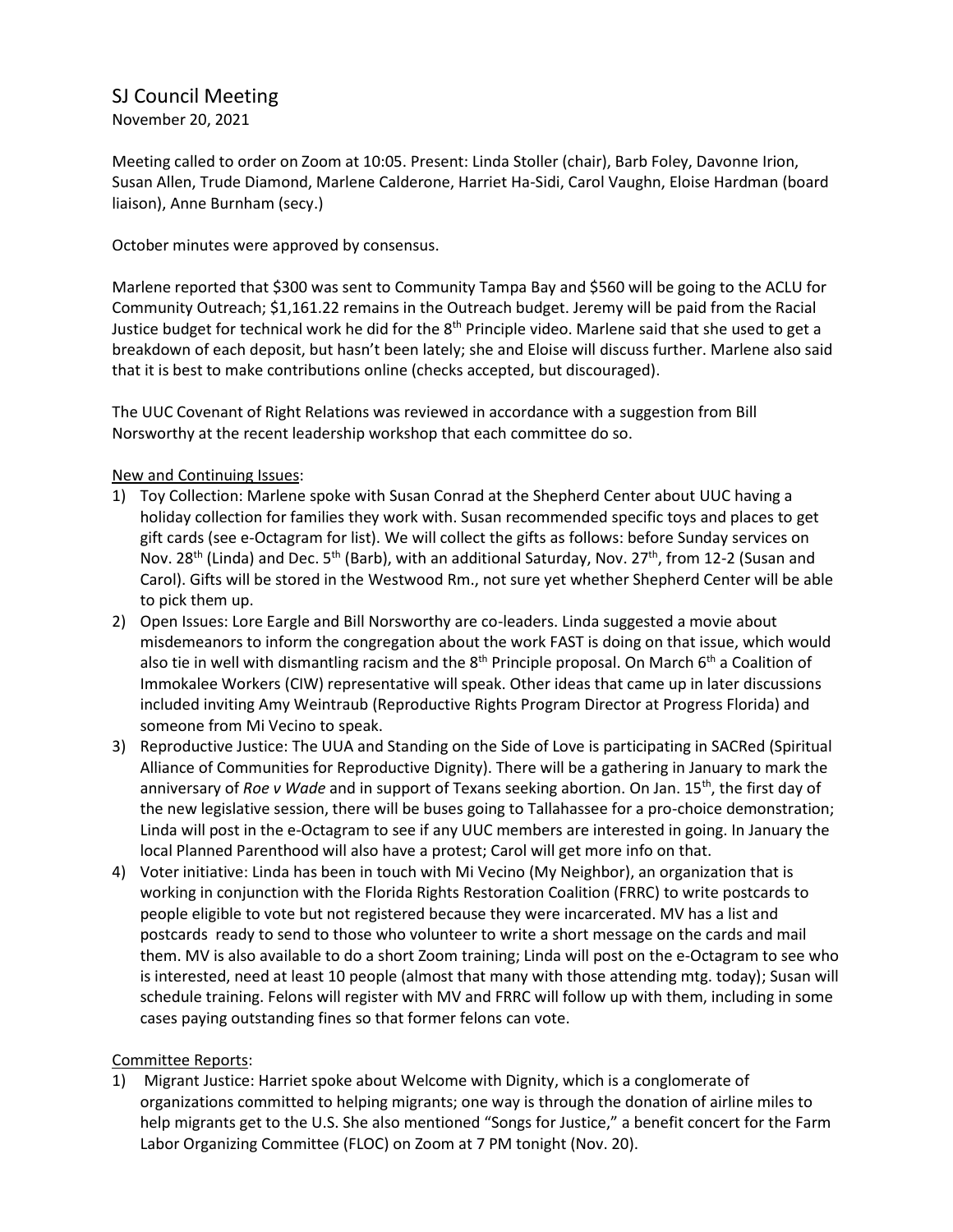# SJ Council Meeting

November 20, 2021

Meeting called to order on Zoom at 10:05. Present: Linda Stoller (chair), Barb Foley, Davonne Irion, Susan Allen, Trude Diamond, Marlene Calderone, Harriet Ha-Sidi, Carol Vaughn, Eloise Hardman (board liaison), Anne Burnham (secy.)

October minutes were approved by consensus.

Marlene reported that $300 was sent to Community Tampa Bay and $560 will be going to the ACLU for Community Outreach; $1,161.22 remains in the Outreach budget. Jeremy will be paid from the Racial Justice budget for technical work he did for the 8th Principle video. Marlene said that she used to get a breakdown of each deposit, but hasn't been lately; she and Eloise will discuss further. Marlene also said that it is best to make contributions online (checks accepted, but discouraged).

The UUC Covenant of Right Relations was reviewed in accordance with a suggestion from Bill Norsworthy at the recent leadership workshop that each committee do so.

<u>New and Continuing Issues</u>:

1) Toy Collection: Marlene spoke with Susan Conrad at the Shepherd Center about UUC having a holiday collection for families they work with. Susan recommended specific toys and places to get gift cards (see e-Octagram for list). We will collect the gifts as follows: before Sunday services on Nov. 28th (Linda) and Dec. 5th (Barb), with an additional Saturday, Nov. 27th, from 12-2 (Susan and Carol). Gifts will be stored in the Westwood Rm., not sure yet whether Shepherd Center will be able to pick them up.
2) Open Issues: Lore Eargle and Bill Norsworthy are co-leaders. Linda suggested a movie about misdemeanors to inform the congregation about the work FAST is doing on that issue, which would also tie in well with dismantling racism and the 8th Principle proposal. On March 6th a Coalition of Immokalee Workers (CIW) representative will speak. Other ideas that came up in later discussions included inviting Amy Weintraub (Reproductive Rights Program Director at Progress Florida) and someone from Mi Vecino to speak.
3) Reproductive Justice: The UUA and Standing on the Side of Love is participating in SACRed (Spiritual Alliance of Communities for Reproductive Dignity). There will be a gathering in January to mark the anniversary of *Roe v Wade* and in support of Texans seeking abortion. On Jan. 15th, the first day of the new legislative session, there will be buses going to Tallahassee for a pro-choice demonstration; Linda will post in the e-Octagram to see if any UUC members are interested in going. In January the local Planned Parenthood will also have a protest; Carol will get more info on that.
4) Voter initiative: Linda has been in touch with Mi Vecino (My Neighbor), an organization that is working in conjunction with the Florida Rights Restoration Coalition (FRRC) to write postcards to people eligible to vote but not registered because they were incarcerated. MV has a list and postcards ready to send to those who volunteer to write a short message on the cards and mail them. MV is also available to do a short Zoom training; Linda will post on the e-Octagram to see who is interested, need at least 10 people (almost that many with those attending mtg. today); Susan will schedule training. Felons will register with MV and FRRC will follow up with them, including in some cases paying outstanding fines so that former felons can vote.

<u>Committee Reports</u>:

1) Migrant Justice: Harriet spoke about Welcome with Dignity, which is a conglomerate of organizations committed to helping migrants; one way is through the donation of airline miles to help migrants get to the U.S. She also mentioned "Songs for Justice," a benefit concert for the Farm Labor Organizing Committee (FLOC) on Zoom at 7 PM tonight (Nov. 20).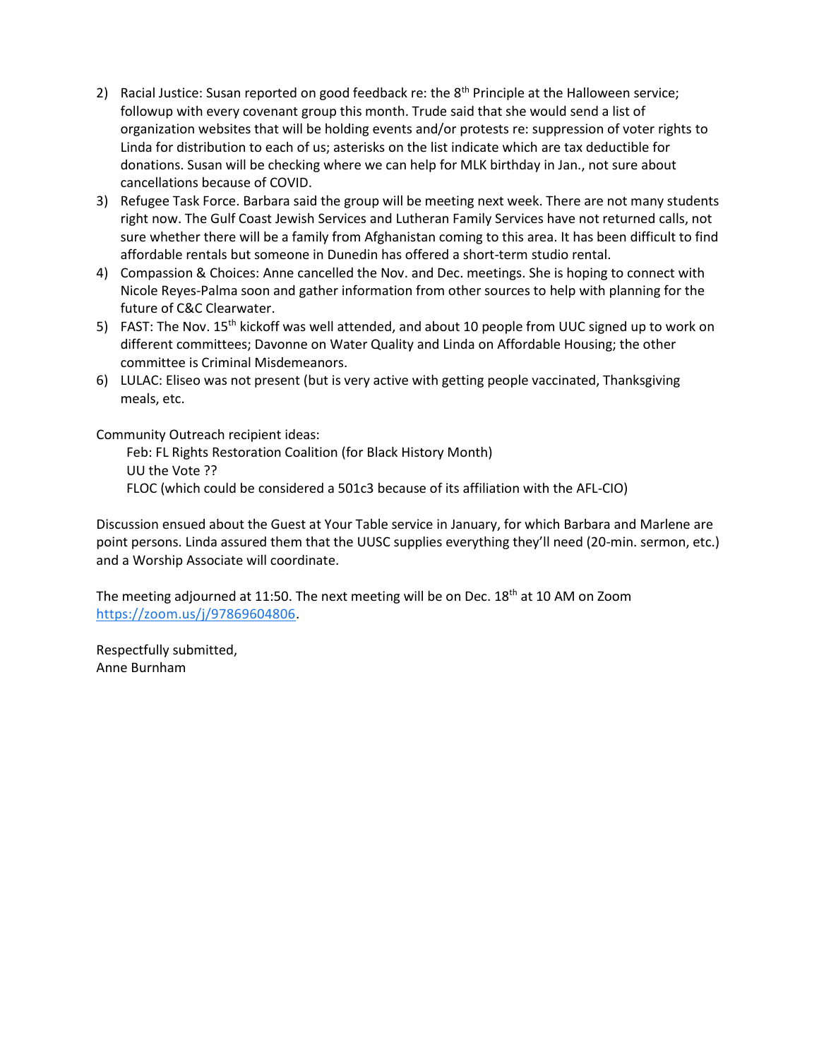2) Racial Justice: Susan reported on good feedback re: the 8th Principle at the Halloween service; followup with every covenant group this month. Trude said that she would send a list of organization websites that will be holding events and/or protests re: suppression of voter rights to Linda for distribution to each of us; asterisks on the list indicate which are tax deductible for donations. Susan will be checking where we can help for MLK birthday in Jan., not sure about cancellations because of COVID.
3) Refugee Task Force. Barbara said the group will be meeting next week. There are not many students right now. The Gulf Coast Jewish Services and Lutheran Family Services have not returned calls, not sure whether there will be a family from Afghanistan coming to this area. It has been difficult to find affordable rentals but someone in Dunedin has offered a short-term studio rental.
4) Compassion & Choices: Anne cancelled the Nov. and Dec. meetings. She is hoping to connect with Nicole Reyes-Palma soon and gather information from other sources to help with planning for the future of C&C Clearwater.
5) FAST: The Nov. 15th kickoff was well attended, and about 10 people from UUC signed up to work on different committees; Davonne on Water Quality and Linda on Affordable Housing; the other committee is Criminal Misdemeanors.
6) LULAC: Eliseo was not present (but is very active with getting people vaccinated, Thanksgiving meals, etc.

Community Outreach recipient ideas:

Feb: FL Rights Restoration Coalition (for Black History Month)
UU the Vote ??
FLOC (which could be considered a 501c3 because of its affiliation with the AFL-CIO)

Discussion ensued about the Guest at Your Table service in January, for which Barbara and Marlene are point persons. Linda assured them that the UUSC supplies everything they'll need (20-min. sermon, etc.) and a Worship Associate will coordinate.

The meeting adjourned at 11:50. The next meeting will be on Dec. 18th at 10 AM on Zoom https://zoom.us/j/97869604806.

Respectfully submitted,
Anne Burnham